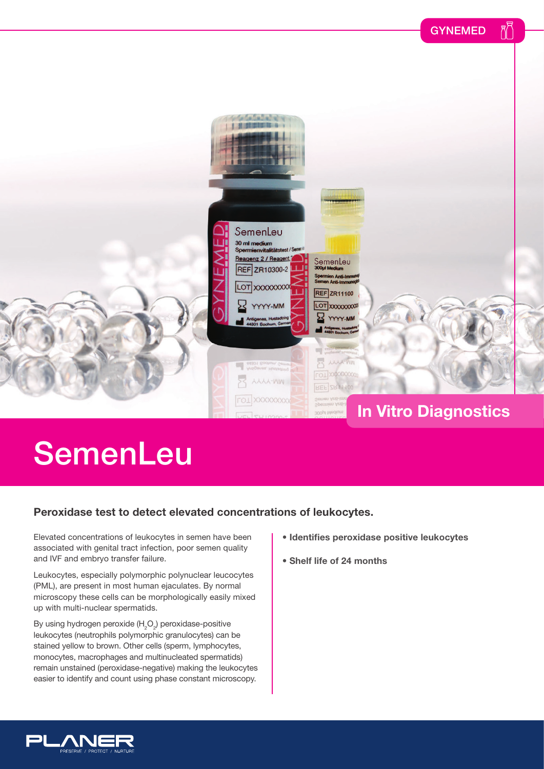GYNEMED

In Vitro Diagnostics

# SemenLeu

### Peroxidase test to detect elevated concentrations of leukocytes.

Elevated concentrations of leukocytes in semen have been associated with genital tract infection, poor semen quality and IVF and embryo transfer failure.

Leukocytes, especially polymorphic polynuclear leucocytes (PML), are present in most human ejaculates. By normal microscopy these cells can be morphologically easily mixed up with multi-nuclear spermatids.

By using hydrogen peroxide ($H_2O_2$) peroxidase-positive leukocytes (neutrophils polymorphic granulocytes) can be stained yellow to brown. Other cells (sperm, lymphocytes, monocytes, macrophages and multinucleated spermatids) remain unstained (peroxidase-negative) making the leukocytes easier to identify and count using phase constant microscopy.

- **Identifies peroxidase positive leukocytes**
- **Shelf life of 24 months**

PLANER
PRESERVE / PROTECT / NURTURE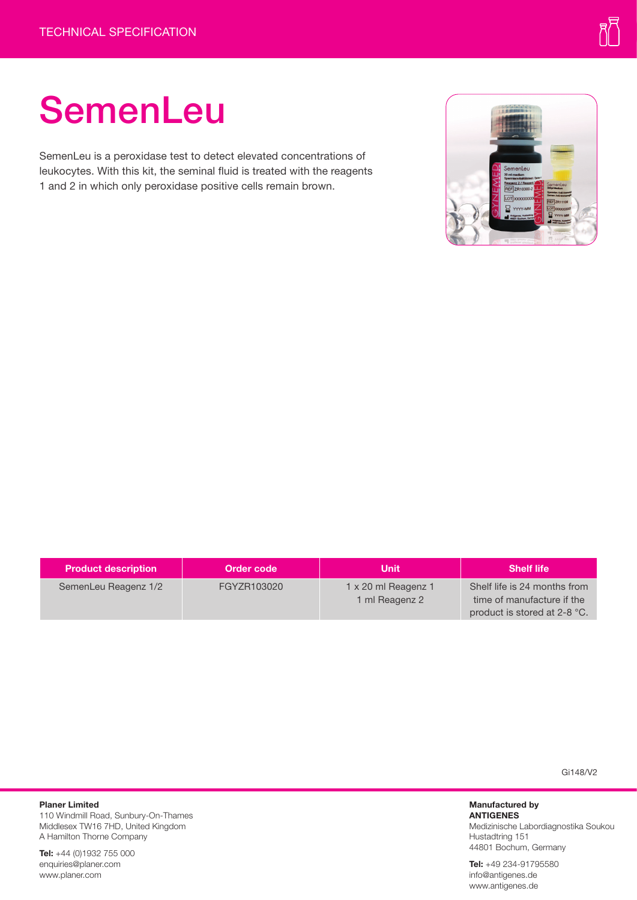TECHNICAL SPECIFICATION

# SemenLeu

SemenLeu is a peroxidase test to detect elevated concentrations of leukocytes. With this kit, the seminal fluid is treated with the reagents 1 and 2 in which only peroxidase positive cells remain brown.

| Product description | Order code | Unit | Shelf life |
|---|---|---|---|
| SemenLeu Reagenz 1/2 | FGYZR103020 | 1 x 20 ml Reagenz 1<br>1 ml Reagenz 2 | Shelf life is 24 months from time of manufacture if the product is stored at 2-8 °C. |

Gi148/V2

**Planer Limited**
110 Windmill Road, Sunbury-On-Thames
Middlesex TW16 7HD, United Kingdom
A Hamilton Thorne Company

**Tel:** +44 (0)1932 755 000
enquiries@planer.com
www.planer.com

**Manufactured by**
**ANTIGENES**
Medizinische Labordiagnostika Soukou
Hustadtring 151
44801 Bochum, Germany

**Tel:** +49 234-91795580
info@antigenes.de
www.antigenes.de